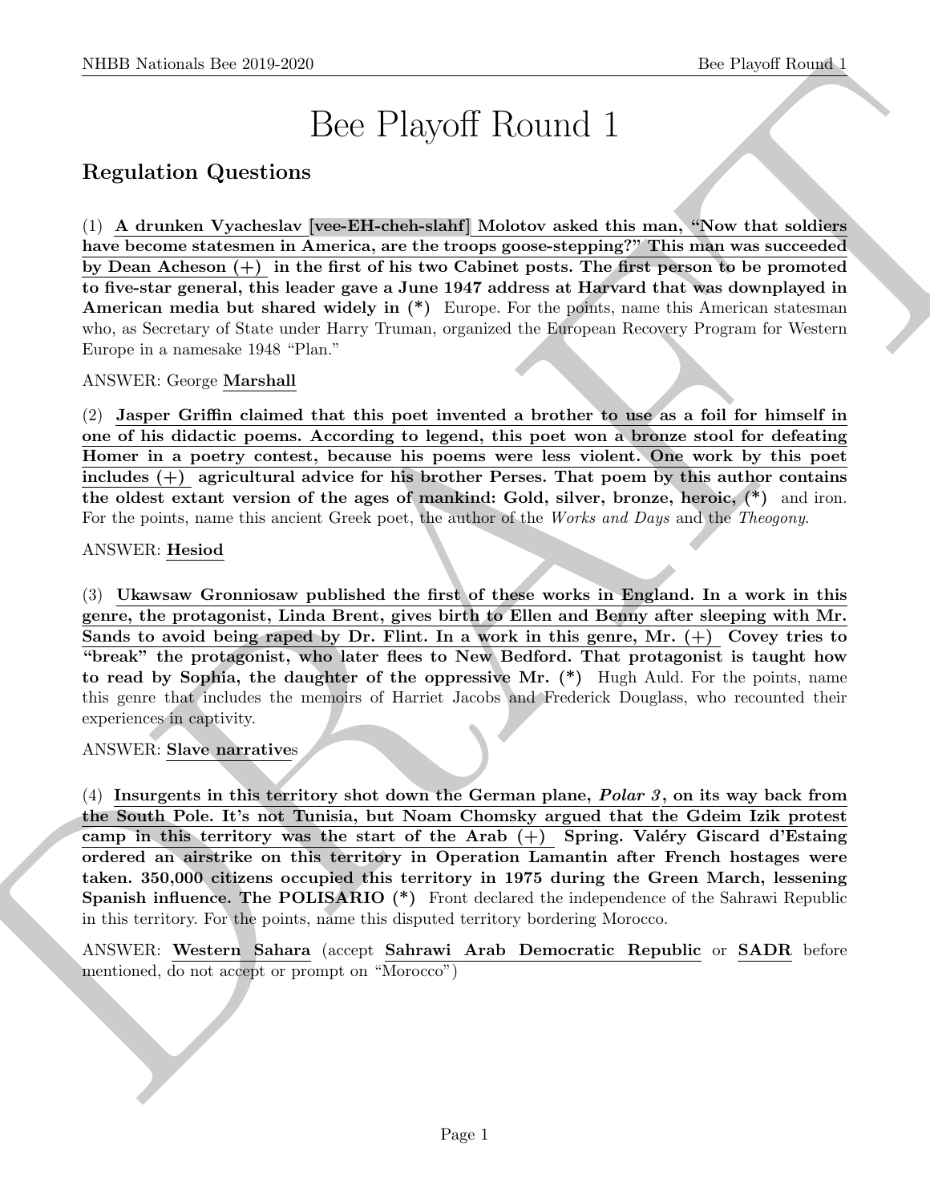# Bee Playoff Round 1

## Regulation Questions

(1) **A drunken Vyacheslav [vee-EH-cheh-slahf] Molotov asked this man, "Now that soldiers have become statesmen in America, are the troops goose-stepping?" This man was succeeded by Dean Acheson (+) in the first of his two Cabinet posts. The first person to be promoted to five-star general, this leader gave a June 1947 address at Harvard that was downplayed in American media but shared widely in (*)** Europe. For the points, name this American statesman who, as Secretary of State under Harry Truman, organized the European Recovery Program for Western Europe in a namesake 1948 "Plan."

ANSWER: George **Marshall**

(2) **Jasper Griffin claimed that this poet invented a brother to use as a foil for himself in one of his didactic poems. According to legend, this poet won a bronze stool for defeating Homer in a poetry contest, because his poems were less violent. One work by this poet includes (+) agricultural advice for his brother Perses. That poem by this author contains the oldest extant version of the ages of mankind: Gold, silver, bronze, heroic, (*)** and iron. For the points, name this ancient Greek poet, the author of the *Works and Days* and the *Theogony*.

ANSWER: **Hesiod**

(3) **Ukawsaw Gronniosaw published the first of these works in England. In a work in this genre, the protagonist, Linda Brent, gives birth to Ellen and Benny after sleeping with Mr. Sands to avoid being raped by Dr. Flint. In a work in this genre, Mr. (+) Covey tries to "break" the protagonist, who later flees to New Bedford. That protagonist is taught how to read by Sophia, the daughter of the oppressive Mr. (*)** Hugh Auld. For the points, name this genre that includes the memoirs of Harriet Jacobs and Frederick Douglass, who recounted their experiences in captivity.

ANSWER: **Slave narrative**s

(4) **Insurgents in this territory shot down the German plane, *Polar 3*, on its way back from the South Pole. It's not Tunisia, but Noam Chomsky argued that the Gdeim Izik protest camp in this territory was the start of the Arab (+) Spring. Valéry Giscard d'Estaing ordered an airstrike on this territory in Operation Lamantin after French hostages were taken. 350,000 citizens occupied this territory in 1975 during the Green March, lessening Spanish influence. The POLISARIO (*)** Front declared the independence of the Sahrawi Republic in this territory. For the points, name this disputed territory bordering Morocco.

ANSWER: **Western Sahara** (accept **Sahrawi Arab Democratic Republic** or **SADR** before mentioned, do not accept or prompt on "Morocco")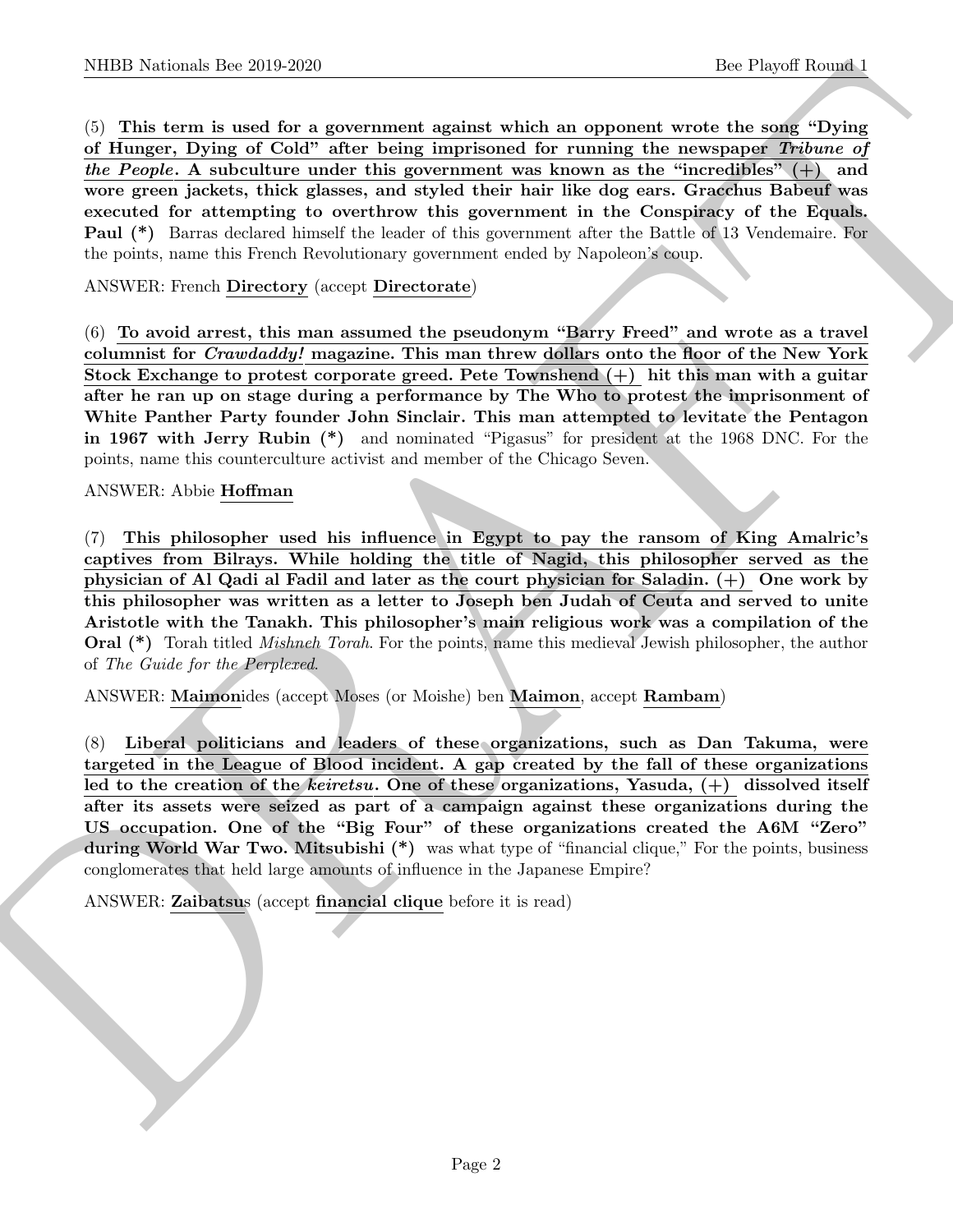(5) **This term is used for a government against which an opponent wrote the song "Dying of Hunger, Dying of Cold" after being imprisoned for running the newspaper *Tribune of the People*. A subculture under this government was known as the "incredibles" (+) and wore green jackets, thick glasses, and styled their hair like dog ears. Gracchus Babeuf was executed for attempting to overthrow this government in the Conspiracy of the Equals. Paul (*)** Barras declared himself the leader of this government after the Battle of 13 Vendemaire. For the points, name this French Revolutionary government ended by Napoleon's coup.

ANSWER: French **Directory** (accept **Directorate**)

(6) **To avoid arrest, this man assumed the pseudonym "Barry Freed" and wrote as a travel columnist for *Crawdaddy!* magazine. This man threw dollars onto the floor of the New York Stock Exchange to protest corporate greed. Pete Townshend (+) hit this man with a guitar after he ran up on stage during a performance by The Who to protest the imprisonment of White Panther Party founder John Sinclair. This man attempted to levitate the Pentagon in 1967 with Jerry Rubin (*)** and nominated "Pigasus" for president at the 1968 DNC. For the points, name this counterculture activist and member of the Chicago Seven.

ANSWER: Abbie **Hoffman**

(7) **This philosopher used his influence in Egypt to pay the ransom of King Amalric's captives from Bilrays. While holding the title of Nagid, this philosopher served as the physician of Al Qadi al Fadil and later as the court physician for Saladin. (+) One work by this philosopher was written as a letter to Joseph ben Judah of Ceuta and served to unite Aristotle with the Tanakh. This philosopher's main religious work was a compilation of the Oral (*)** Torah titled *Mishneh Torah*. For the points, name this medieval Jewish philosopher, the author of *The Guide for the Perplexed*.

ANSWER: **Maimon**ides (accept Moses (or Moishe) ben **Maimon**, accept **Rambam**)

(8) **Liberal politicians and leaders of these organizations, such as Dan Takuma, were targeted in the League of Blood incident. A gap created by the fall of these organizations led to the creation of the *keiretsu*. One of these organizations, Yasuda, (+) dissolved itself after its assets were seized as part of a campaign against these organizations during the US occupation. One of the "Big Four" of these organizations created the A6M "Zero" during World War Two. Mitsubishi (*)** was what type of "financial clique," For the points, business conglomerates that held large amounts of influence in the Japanese Empire?

ANSWER: **Zaibatsu**s (accept **financial clique** before it is read)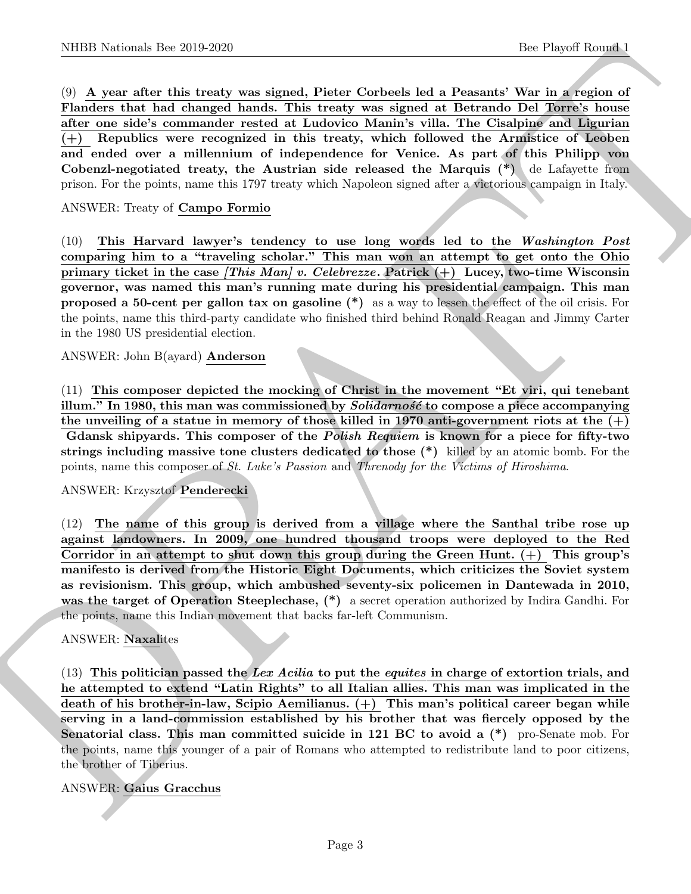(9) **A year after this treaty was signed, Pieter Corbeels led a Peasants' War in a region of Flanders that had changed hands. This treaty was signed at Betrando Del Torre's house after one side's commander rested at Ludovico Manin's villa. The Cisalpine and Ligurian (+) Republics were recognized in this treaty, which followed the Armistice of Leoben and ended over a millennium of independence for Venice. As part of this Philipp von Cobenzl-negotiated treaty, the Austrian side released the Marquis (*)** de Lafayette from prison. For the points, name this 1797 treaty which Napoleon signed after a victorious campaign in Italy.

ANSWER: Treaty of **Campo Formio**

(10) **This Harvard lawyer's tendency to use long words led to the *Washington Post* comparing him to a "traveling scholar." This man won an attempt to get onto the Ohio primary ticket in the case *[This Man] v. Celebrezze*. Patrick (+) Lucey, two-time Wisconsin governor, was named this man's running mate during his presidential campaign. This man proposed a 50-cent per gallon tax on gasoline (*)** as a way to lessen the effect of the oil crisis. For the points, name this third-party candidate who finished third behind Ronald Reagan and Jimmy Carter in the 1980 US presidential election.

ANSWER: John B(ayard) **Anderson**

(11) **This composer depicted the mocking of Christ in the movement "Et viri, qui tenebant illum." In 1980, this man was commissioned by *Solidarność* to compose a piece accompanying the unveiling of a statue in memory of those killed in 1970 anti-government riots at the (+) Gdansk shipyards. This composer of the *Polish Requiem* is known for a piece for fifty-two strings including massive tone clusters dedicated to those (*)** killed by an atomic bomb. For the points, name this composer of *St. Luke's Passion* and *Threnody for the Victims of Hiroshima*.

ANSWER: Krzysztof **Penderecki**

(12) **The name of this group is derived from a village where the Santhal tribe rose up against landowners. In 2009, one hundred thousand troops were deployed to the Red Corridor in an attempt to shut down this group during the Green Hunt. (+) This group's manifesto is derived from the Historic Eight Documents, which criticizes the Soviet system as revisionism. This group, which ambushed seventy-six policemen in Dantewada in 2010, was the target of Operation Steeplechase, (*)** a secret operation authorized by Indira Gandhi. For the points, name this Indian movement that backs far-left Communism.

ANSWER: **Naxal**ites

(13) **This politician passed the *Lex Acilia* to put the *equites* in charge of extortion trials, and he attempted to extend "Latin Rights" to all Italian allies. This man was implicated in the death of his brother-in-law, Scipio Aemilianus. (+) This man's political career began while serving in a land-commission established by his brother that was fiercely opposed by the Senatorial class. This man committed suicide in 121 BC to avoid a (*)** pro-Senate mob. For the points, name this younger of a pair of Romans who attempted to redistribute land to poor citizens, the brother of Tiberius.

ANSWER: **Gaius Gracchus**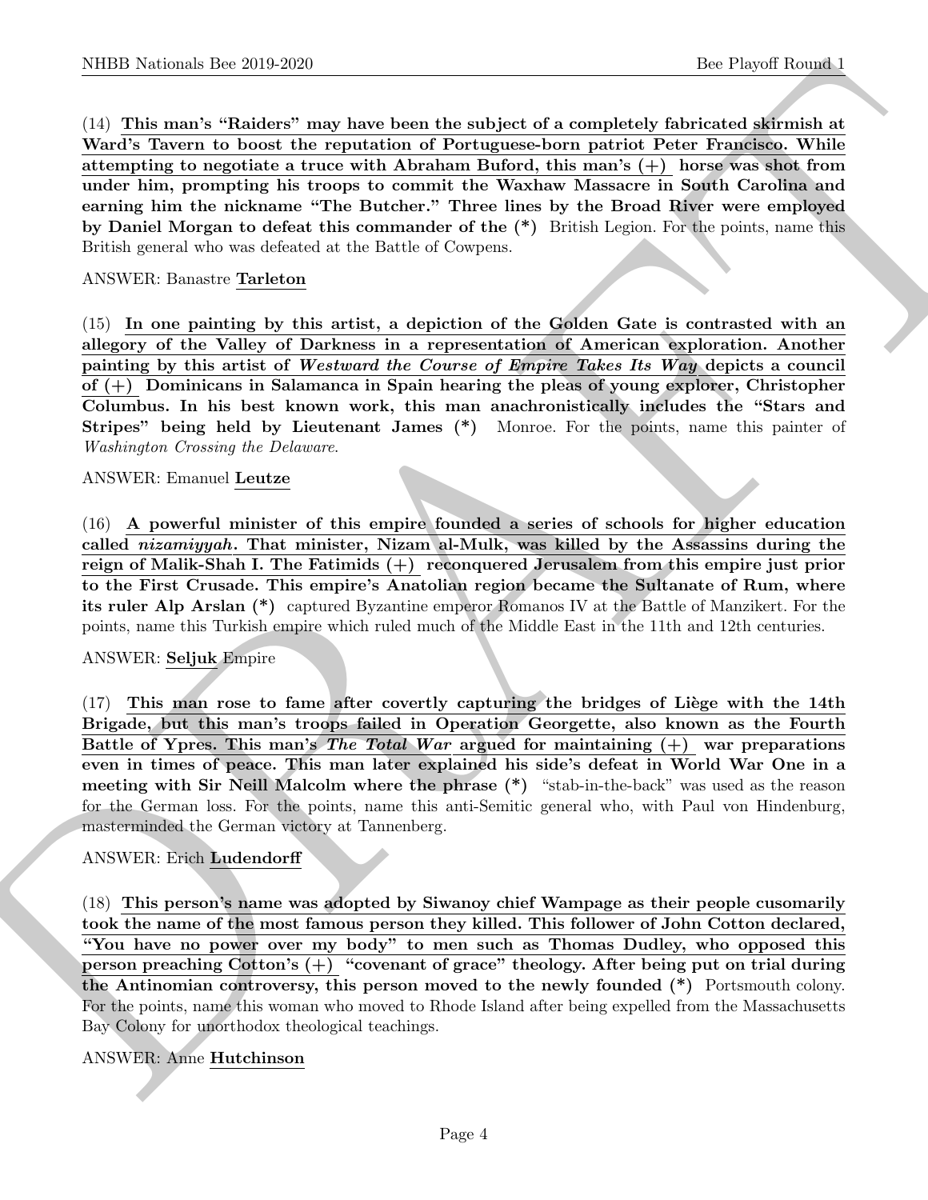(14) **This man's "Raiders" may have been the subject of a completely fabricated skirmish at Ward's Tavern to boost the reputation of Portuguese-born patriot Peter Francisco. While attempting to negotiate a truce with Abraham Buford, this man's (+) horse was shot from under him, prompting his troops to commit the Waxhaw Massacre in South Carolina and earning him the nickname "The Butcher." Three lines by the Broad River were employed by Daniel Morgan to defeat this commander of the (*)** British Legion. For the points, name this British general who was defeated at the Battle of Cowpens.

ANSWER: Banastre **Tarleton**

(15) **In one painting by this artist, a depiction of the Golden Gate is contrasted with an allegory of the Valley of Darkness in a representation of American exploration. Another painting by this artist of *Westward the Course of Empire Takes Its Way* depicts a council of (+) Dominicans in Salamanca in Spain hearing the pleas of young explorer, Christopher Columbus. In his best known work, this man anachronistically includes the "Stars and Stripes" being held by Lieutenant James (*)** Monroe. For the points, name this painter of *Washington Crossing the Delaware*.

ANSWER: Emanuel **Leutze**

(16) **A powerful minister of this empire founded a series of schools for higher education called *nizamiyyah*. That minister, Nizam al-Mulk, was killed by the Assassins during the reign of Malik-Shah I. The Fatimids (+) reconquered Jerusalem from this empire just prior to the First Crusade. This empire's Anatolian region became the Sultanate of Rum, where its ruler Alp Arslan (*)** captured Byzantine emperor Romanos IV at the Battle of Manzikert. For the points, name this Turkish empire which ruled much of the Middle East in the 11th and 12th centuries.

ANSWER: **Seljuk** Empire

(17) **This man rose to fame after covertly capturing the bridges of Liège with the 14th Brigade, but this man's troops failed in Operation Georgette, also known as the Fourth Battle of Ypres. This man's *The Total War* argued for maintaining (+) war preparations even in times of peace. This man later explained his side's defeat in World War One in a meeting with Sir Neill Malcolm where the phrase (*)** "stab-in-the-back" was used as the reason for the German loss. For the points, name this anti-Semitic general who, with Paul von Hindenburg, masterminded the German victory at Tannenberg.

ANSWER: Erich **Ludendorff**

(18) **This person's name was adopted by Siwanoy chief Wampage as their people cusomarily took the name of the most famous person they killed. This follower of John Cotton declared, "You have no power over my body" to men such as Thomas Dudley, who opposed this person preaching Cotton's (+) "covenant of grace" theology. After being put on trial during the Antinomian controversy, this person moved to the newly founded (*)** Portsmouth colony. For the points, name this woman who moved to Rhode Island after being expelled from the Massachusetts Bay Colony for unorthodox theological teachings.

ANSWER: Anne **Hutchinson**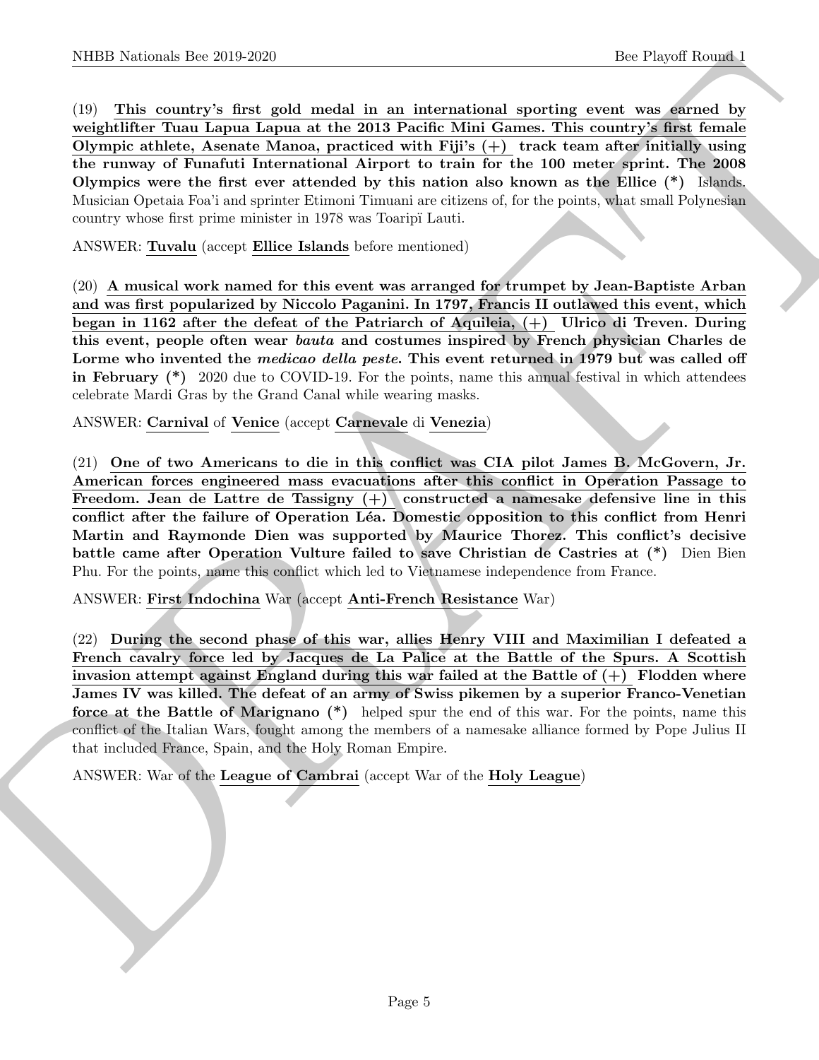(19) **This country's first gold medal in an international sporting event was earned by weightlifter Tuau Lapua Lapua at the 2013 Pacific Mini Games. This country's first female Olympic athlete, Asenate Manoa, practiced with Fiji's (+) track team after initially using the runway of Funafuti International Airport to train for the 100 meter sprint. The 2008 Olympics were the first ever attended by this nation also known as the Ellice (\*)** Islands. Musician Opetaia Foa'i and sprinter Etimoni Timuani are citizens of, for the points, what small Polynesian country whose first prime minister in 1978 was Toaripï Lauti.

ANSWER: **Tuvalu** (accept **Ellice Islands** before mentioned)

(20) **A musical work named for this event was arranged for trumpet by Jean-Baptiste Arban and was first popularized by Niccolo Paganini. In 1797, Francis II outlawed this event, which began in 1162 after the defeat of the Patriarch of Aquileia, (+) Ulrico di Treven. During this event, people often wear *bauta* and costumes inspired by French physician Charles de Lorme who invented the *medicao della peste*. This event returned in 1979 but was called off in February (\*)** 2020 due to COVID-19. For the points, name this annual festival in which attendees celebrate Mardi Gras by the Grand Canal while wearing masks.

ANSWER: **Carnival** of **Venice** (accept **Carnevale** di **Venezia**)

(21) **One of two Americans to die in this conflict was CIA pilot James B. McGovern, Jr. American forces engineered mass evacuations after this conflict in Operation Passage to Freedom. Jean de Lattre de Tassigny (+) constructed a namesake defensive line in this conflict after the failure of Operation Léa. Domestic opposition to this conflict from Henri Martin and Raymonde Dien was supported by Maurice Thorez. This conflict's decisive battle came after Operation Vulture failed to save Christian de Castries at (\*)** Dien Bien Phu. For the points, name this conflict which led to Vietnamese independence from France.

ANSWER: **First Indochina** War (accept **Anti-French Resistance** War)

(22) **During the second phase of this war, allies Henry VIII and Maximilian I defeated a French cavalry force led by Jacques de La Palice at the Battle of the Spurs. A Scottish invasion attempt against England during this war failed at the Battle of (+) Flodden where James IV was killed. The defeat of an army of Swiss pikemen by a superior Franco-Venetian force at the Battle of Marignano (\*)** helped spur the end of this war. For the points, name this conflict of the Italian Wars, fought among the members of a namesake alliance formed by Pope Julius II that included France, Spain, and the Holy Roman Empire.

ANSWER: War of the **League of Cambrai** (accept War of the **Holy League**)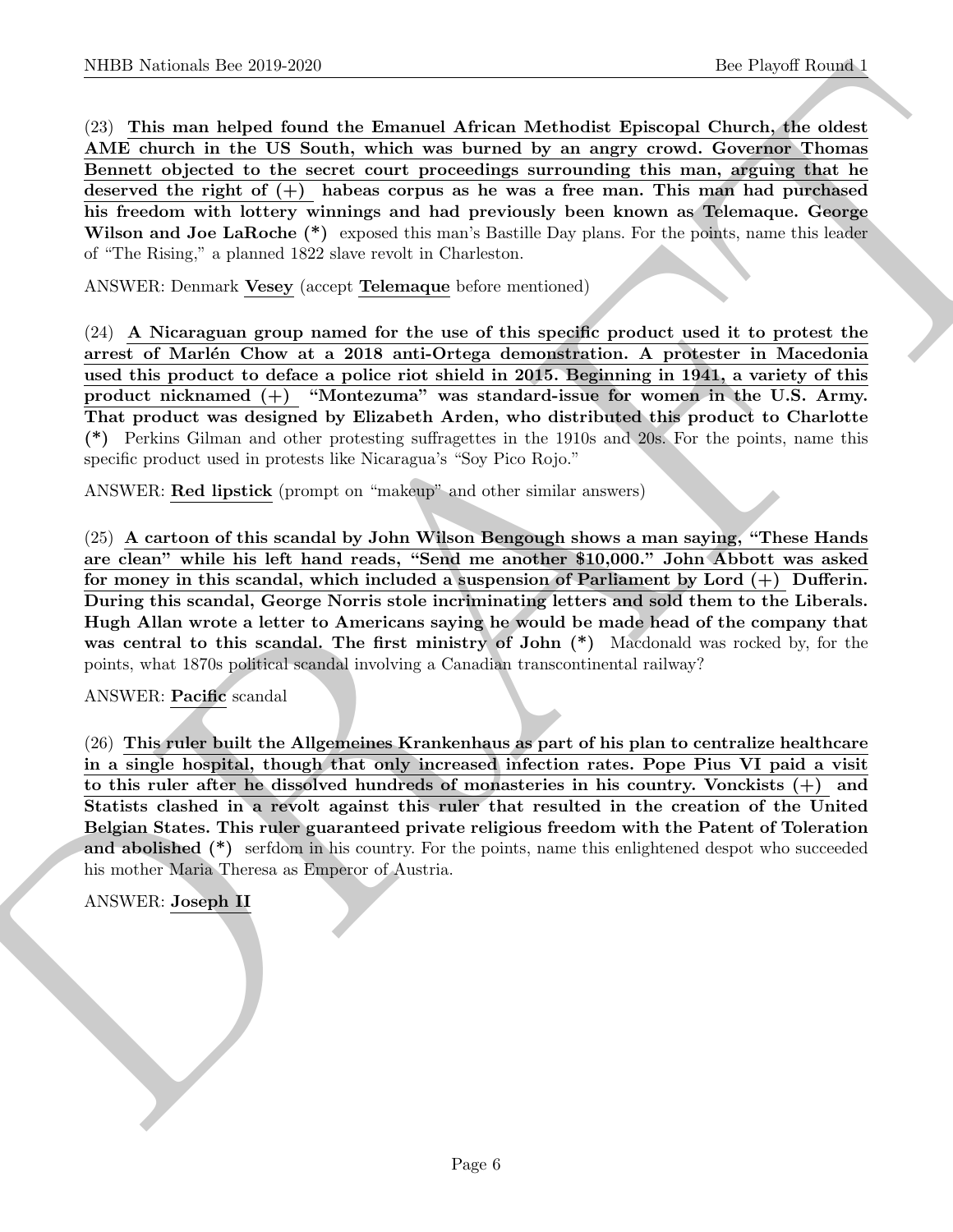(23) **This man helped found the Emanuel African Methodist Episcopal Church, the oldest AME church in the US South, which was burned by an angry crowd. Governor Thomas Bennett objected to the secret court proceedings surrounding this man, arguing that he deserved the right of (+) habeas corpus as he was a free man. This man had purchased his freedom with lottery winnings and had previously been known as Telemaque. George Wilson and Joe LaRoche (*)** exposed this man's Bastille Day plans. For the points, name this leader of "The Rising," a planned 1822 slave revolt in Charleston.

ANSWER: Denmark **Vesey** (accept **Telemaque** before mentioned)

(24) **A Nicaraguan group named for the use of this specific product used it to protest the arrest of Marlén Chow at a 2018 anti-Ortega demonstration. A protester in Macedonia used this product to deface a police riot shield in 2015. Beginning in 1941, a variety of this product nicknamed (+) "Montezuma" was standard-issue for women in the U.S. Army. That product was designed by Elizabeth Arden, who distributed this product to Charlotte (*)** Perkins Gilman and other protesting suffragettes in the 1910s and 20s. For the points, name this specific product used in protests like Nicaragua's "Soy Pico Rojo."

ANSWER: **Red lipstick** (prompt on "makeup" and other similar answers)

(25) **A cartoon of this scandal by John Wilson Bengough shows a man saying, "These Hands are clean" while his left hand reads, "Send me another $10,000." John Abbott was asked for money in this scandal, which included a suspension of Parliament by Lord (+) Dufferin. During this scandal, George Norris stole incriminating letters and sold them to the Liberals. Hugh Allan wrote a letter to Americans saying he would be made head of the company that was central to this scandal. The first ministry of John (*)** Macdonald was rocked by, for the points, what 1870s political scandal involving a Canadian transcontinental railway?

ANSWER: **Pacific** scandal

(26) **This ruler built the Allgemeines Krankenhaus as part of his plan to centralize healthcare in a single hospital, though that only increased infection rates. Pope Pius VI paid a visit to this ruler after he dissolved hundreds of monasteries in his country. Vonckists (+) and Statists clashed in a revolt against this ruler that resulted in the creation of the United Belgian States. This ruler guaranteed private religious freedom with the Patent of Toleration and abolished (*)** serfdom in his country. For the points, name this enlightened despot who succeeded his mother Maria Theresa as Emperor of Austria.

ANSWER: **Joseph II**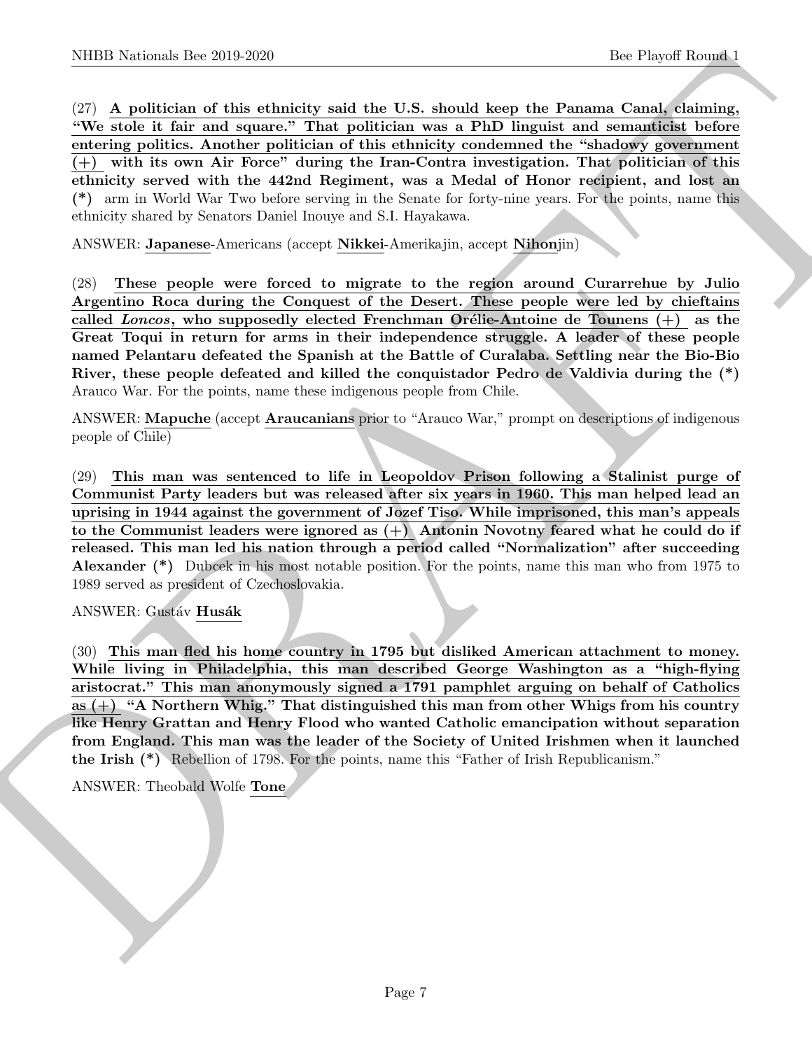(27) **A politician of this ethnicity said the U.S. should keep the Panama Canal, claiming, "We stole it fair and square." That politician was a PhD linguist and semanticist before entering politics. Another politician of this ethnicity condemned the "shadowy government (+) with its own Air Force" during the Iran-Contra investigation. That politician of this ethnicity served with the 442nd Regiment, was a Medal of Honor recipient, and lost an (\*)** arm in World War Two before serving in the Senate for forty-nine years. For the points, name this ethnicity shared by Senators Daniel Inouye and S.I. Hayakawa.

ANSWER: **Japanese**-Americans (accept **Nikkei**-Amerikajin, accept **Nihon**jin)

(28) **These people were forced to migrate to the region around Curarrehue by Julio Argentino Roca during the Conquest of the Desert. These people were led by chieftains called *Loncos*, who supposedly elected Frenchman Orélie-Antoine de Tounens (+) as the Great Toqui in return for arms in their independence struggle. A leader of these people named Pelantaru defeated the Spanish at the Battle of Curalaba. Settling near the Bio-Bio River, these people defeated and killed the conquistador Pedro de Valdivia during the (\*)** Arauco War. For the points, name these indigenous people from Chile.

ANSWER: **Mapuche** (accept **Araucanians** prior to "Arauco War," prompt on descriptions of indigenous people of Chile)

(29) **This man was sentenced to life in Leopoldov Prison following a Stalinist purge of Communist Party leaders but was released after six years in 1960. This man helped lead an uprising in 1944 against the government of Jozef Tiso. While imprisoned, this man's appeals to the Communist leaders were ignored as (+) Antonin Novotny feared what he could do if released. This man led his nation through a period called "Normalization" after succeeding Alexander (\*)** Dubcek in his most notable position. For the points, name this man who from 1975 to 1989 served as president of Czechoslovakia.

ANSWER: Gustáv **Husák**

(30) **This man fled his home country in 1795 but disliked American attachment to money. While living in Philadelphia, this man described George Washington as a "high-flying aristocrat." This man anonymously signed a 1791 pamphlet arguing on behalf of Catholics as (+) "A Northern Whig." That distinguished this man from other Whigs from his country like Henry Grattan and Henry Flood who wanted Catholic emancipation without separation from England. This man was the leader of the Society of United Irishmen when it launched the Irish (\*)** Rebellion of 1798. For the points, name this "Father of Irish Republicanism."

ANSWER: Theobald Wolfe **Tone**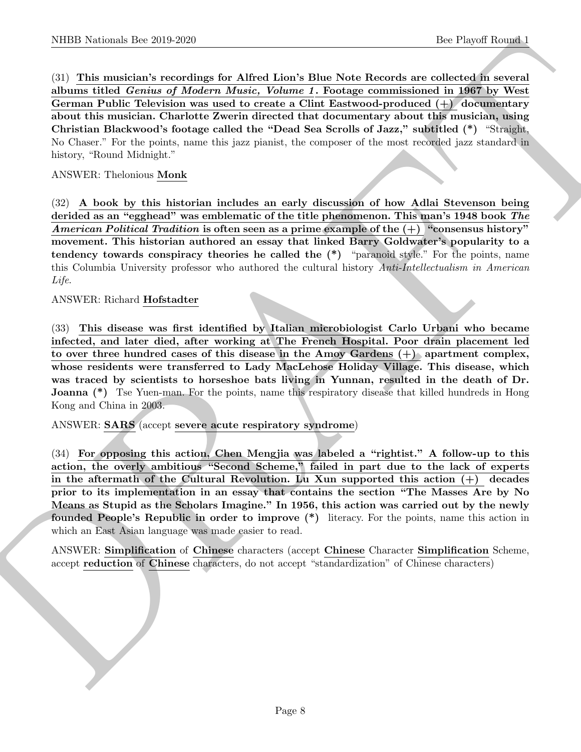(31) **This musician's recordings for Alfred Lion's Blue Note Records are collected in several albums titled *Genius of Modern Music, Volume 1*. Footage commissioned in 1967 by West German Public Television was used to create a Clint Eastwood-produced (+) documentary about this musician. Charlotte Zwerin directed that documentary about this musician, using Christian Blackwood's footage called the "Dead Sea Scrolls of Jazz," subtitled (*)** "Straight, No Chaser." For the points, name this jazz pianist, the composer of the most recorded jazz standard in history, "Round Midnight."

ANSWER: Thelonious **Monk**

(32) **A book by this historian includes an early discussion of how Adlai Stevenson being derided as an "egghead" was emblematic of the title phenomenon. This man's 1948 book *The American Political Tradition* is often seen as a prime example of the (+) "consensus history" movement. This historian authored an essay that linked Barry Goldwater's popularity to a tendency towards conspiracy theories he called the (*)** "paranoid style." For the points, name this Columbia University professor who authored the cultural history *Anti-Intellectualism in American Life*.

ANSWER: Richard **Hofstadter**

(33) **This disease was first identified by Italian microbiologist Carlo Urbani who became infected, and later died, after working at The French Hospital. Poor drain placement led to over three hundred cases of this disease in the Amoy Gardens (+) apartment complex, whose residents were transferred to Lady MacLehose Holiday Village. This disease, which was traced by scientists to horseshoe bats living in Yunnan, resulted in the death of Dr. Joanna (*)** Tse Yuen-man. For the points, name this respiratory disease that killed hundreds in Hong Kong and China in 2003.

ANSWER: **SARS** (accept **severe acute respiratory syndrome**)

(34) **For opposing this action, Chen Mengjia was labeled a "rightist." A follow-up to this action, the overly ambitious "Second Scheme," failed in part due to the lack of experts in the aftermath of the Cultural Revolution. Lu Xun supported this action (+) decades prior to its implementation in an essay that contains the section "The Masses Are by No Means as Stupid as the Scholars Imagine." In 1956, this action was carried out by the newly founded People's Republic in order to improve (*)** literacy. For the points, name this action in which an East Asian language was made easier to read.

ANSWER: **Simplification** of **Chinese** characters (accept **Chinese** Character **Simplification** Scheme, accept **reduction** of **Chinese** characters, do not accept "standardization" of Chinese characters)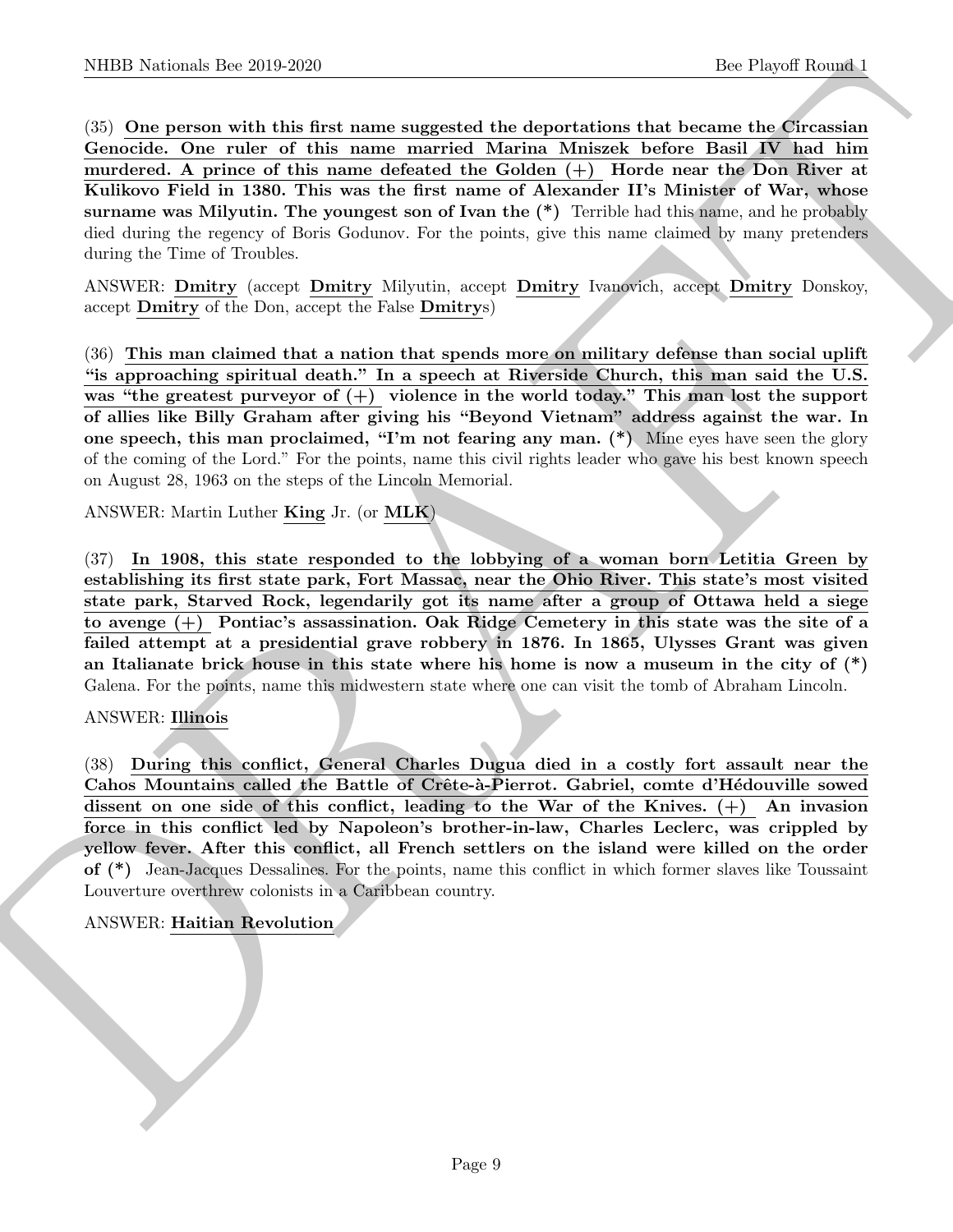(35) **One person with this first name suggested the deportations that became the Circassian Genocide. One ruler of this name married Marina Mniszek before Basil IV had him murdered. A prince of this name defeated the Golden (+) Horde near the Don River at Kulikovo Field in 1380. This was the first name of Alexander II's Minister of War, whose surname was Milyutin. The youngest son of Ivan the (*)** Terrible had this name, and he probably died during the regency of Boris Godunov. For the points, give this name claimed by many pretenders during the Time of Troubles.

ANSWER: **Dmitry** (accept **Dmitry** Milyutin, accept **Dmitry** Ivanovich, accept **Dmitry** Donskoy, accept **Dmitry** of the Don, accept the False **Dmitry**s)

(36) **This man claimed that a nation that spends more on military defense than social uplift "is approaching spiritual death." In a speech at Riverside Church, this man said the U.S. was "the greatest purveyor of (+) violence in the world today." This man lost the support of allies like Billy Graham after giving his "Beyond Vietnam" address against the war. In one speech, this man proclaimed, "I'm not fearing any man. (*)** Mine eyes have seen the glory of the coming of the Lord." For the points, name this civil rights leader who gave his best known speech on August 28, 1963 on the steps of the Lincoln Memorial.

ANSWER: Martin Luther **King** Jr. (or **MLK**)

(37) **In 1908, this state responded to the lobbying of a woman born Letitia Green by establishing its first state park, Fort Massac, near the Ohio River. This state's most visited state park, Starved Rock, legendarily got its name after a group of Ottawa held a siege to avenge (+) Pontiac's assassination. Oak Ridge Cemetery in this state was the site of a failed attempt at a presidential grave robbery in 1876. In 1865, Ulysses Grant was given an Italianate brick house in this state where his home is now a museum in the city of (*)** Galena. For the points, name this midwestern state where one can visit the tomb of Abraham Lincoln.

ANSWER: **Illinois**

(38) **During this conflict, General Charles Dugua died in a costly fort assault near the Cahos Mountains called the Battle of Crête-à-Pierrot. Gabriel, comte d'Hédouville sowed dissent on one side of this conflict, leading to the War of the Knives. (+) An invasion force in this conflict led by Napoleon's brother-in-law, Charles Leclerc, was crippled by yellow fever. After this conflict, all French settlers on the island were killed on the order of (*)** Jean-Jacques Dessalines. For the points, name this conflict in which former slaves like Toussaint Louverture overthrew colonists in a Caribbean country.

ANSWER: **Haitian Revolution**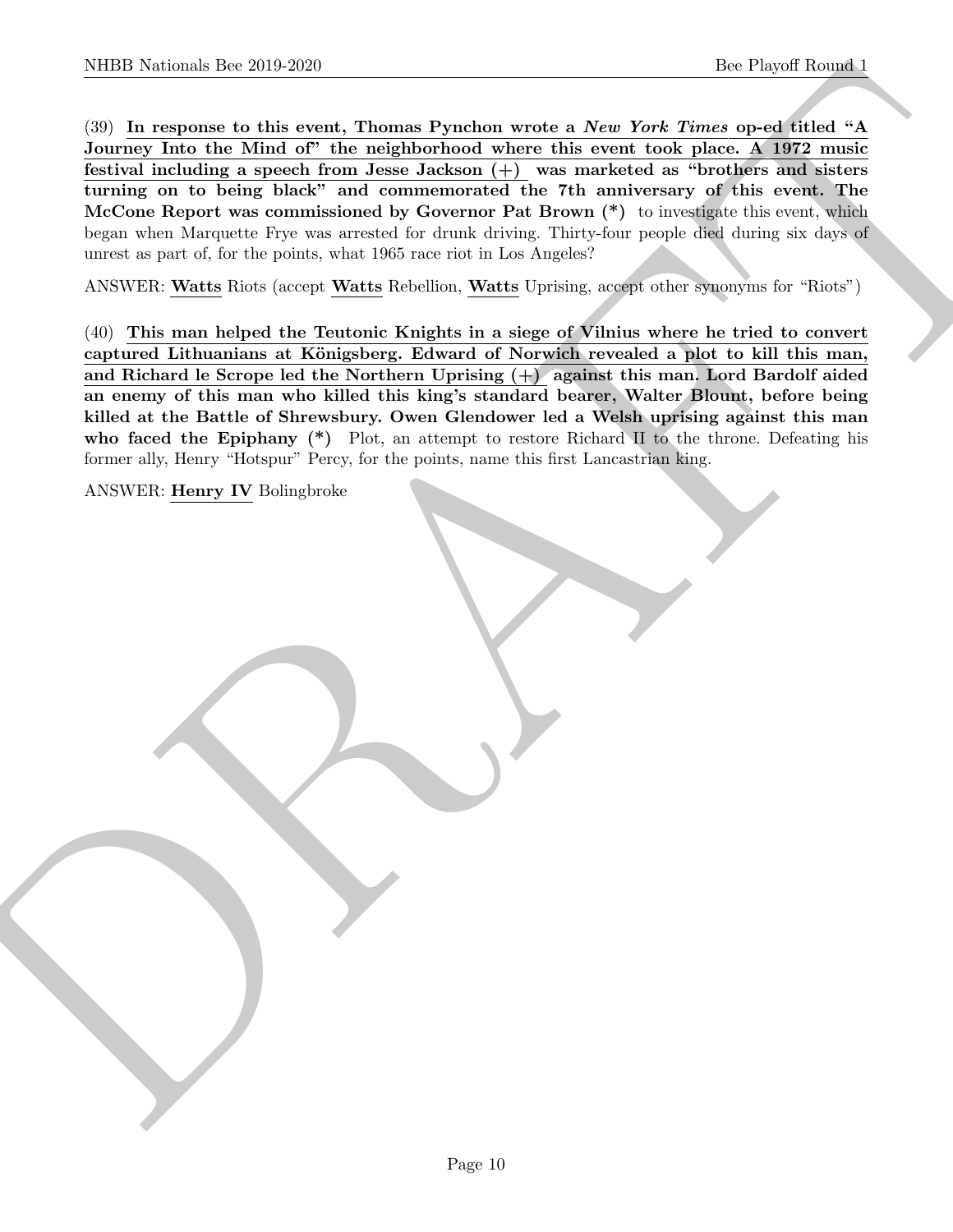(39) **In response to this event, Thomas Pynchon wrote a *New York Times* op-ed titled "A Journey Into the Mind of" the neighborhood where this event took place. A 1972 music festival including a speech from Jesse Jackson (+) was marketed as "brothers and sisters turning on to being black" and commemorated the 7th anniversary of this event. The McCone Report was commissioned by Governor Pat Brown (\*)** to investigate this event, which began when Marquette Frye was arrested for drunk driving. Thirty-four people died during six days of unrest as part of, for the points, what 1965 race riot in Los Angeles?

ANSWER: **Watts** Riots (accept **Watts** Rebellion, **Watts** Uprising, accept other synonyms for "Riots")

(40) **This man helped the Teutonic Knights in a siege of Vilnius where he tried to convert captured Lithuanians at Königsberg. Edward of Norwich revealed a plot to kill this man, and Richard le Scrope led the Northern Uprising (+) against this man. Lord Bardolf aided an enemy of this man who killed this king's standard bearer, Walter Blount, before being killed at the Battle of Shrewsbury. Owen Glendower led a Welsh uprising against this man who faced the Epiphany (\*)** Plot, an attempt to restore Richard II to the throne. Defeating his former ally, Henry "Hotspur" Percy, for the points, name this first Lancastrian king.

ANSWER: **Henry IV** Bolingbroke